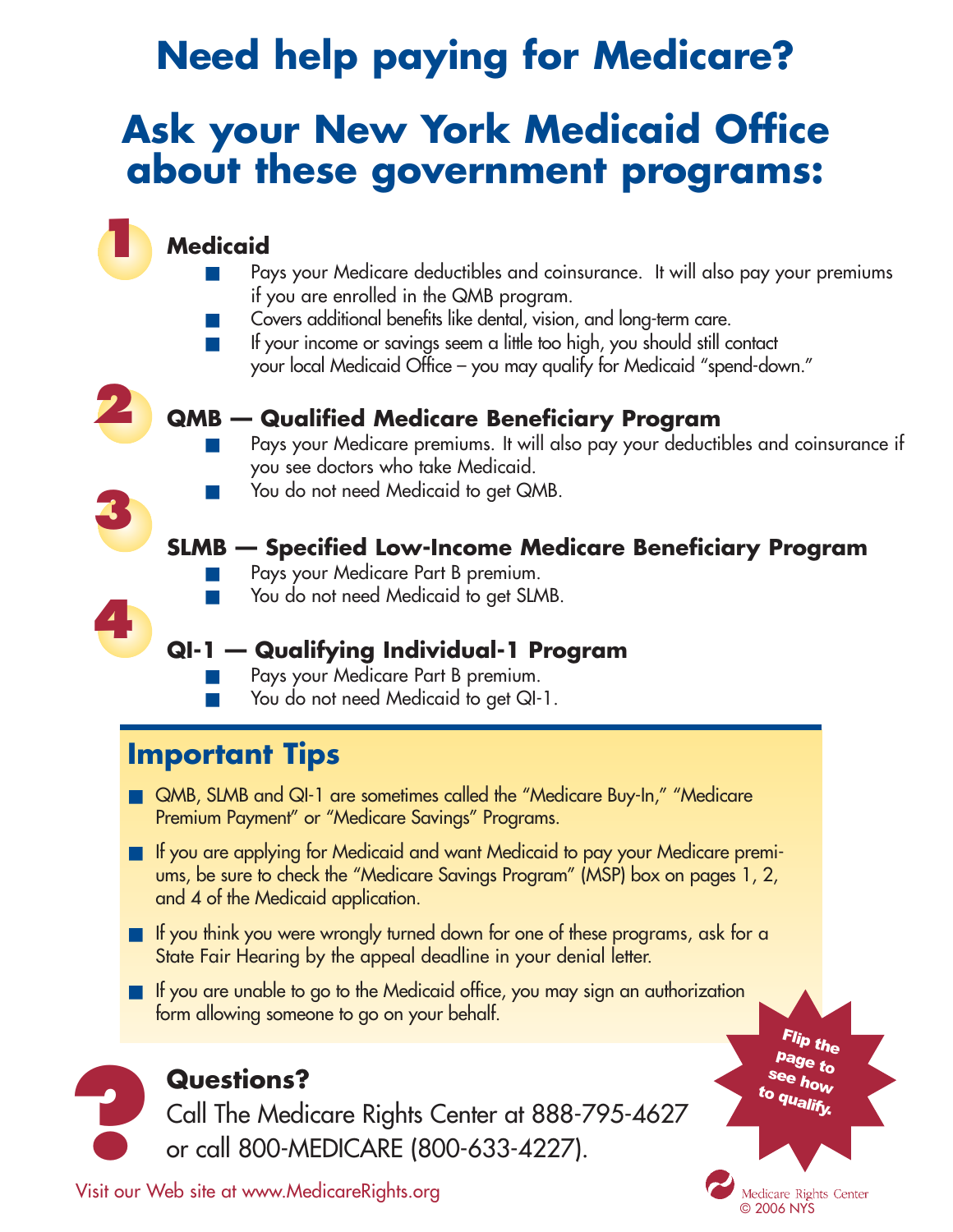# Need help paying for Medicare?

# Ask your New York Medicaid Office about these government programs:

## 1 Medicaid

- Pays your Medicare deductibles and coinsurance. It will also pay your premiums if you are enrolled in the QMB program.
- Covers additional benefits like dental, vision, and long-term care.
- If your income or savings seem a little too high, you should still contact your local Medicaid Office – you may qualify for Medicaid "spend-down."

## 2 QMB — Qualified Medicare Beneficiary Program

- Pays your Medicare premiums. It will also pay your deductibles and coinsurance if you see doctors who take Medicaid.
- You do not need Medicaid to get QMB.

## 3 SLMB — Specified Low-Income Medicare Beneficiary Program

- Pays your Medicare Part B premium.
- You do not need Medicaid to get SLMB.

## 4 QI-1 — Qualifying Individual-1 Program

- Pays your Medicare Part B premium.
- You do not need Medicaid to get QI-1.

## Important Tips

- QMB, SLMB and QI-1 are sometimes called the "Medicare Buy-In," "Medicare Premium Payment" or "Medicare Savings" Programs.
- If you are applying for Medicaid and want Medicaid to pay your Medicare premiums, be sure to check the "Medicare Savings Program" (MSP) box on pages 1, 2, and 4 of the Medicaid application.
- If you think you were wrongly turned down for one of these programs, ask for a State Fair Hearing by the appeal deadline in your denial letter.
- If you are unable to go to the Medicaid office, you may sign an authorization form allowing someone to go on your behalf.

**Flip the page to see how to qualify.**

## Questions?

Call The Medicare Rights Center at 888-795-4627 or call 800-MEDICARE (800-633-4227).

Visit our Web site at www.MedicareRights.org

Medicare Rights Center
© 2006 NYS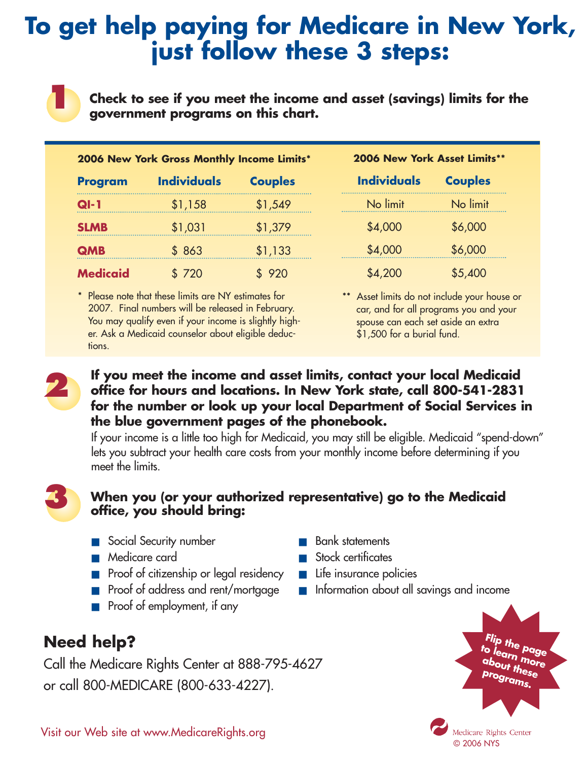# To get help paying for Medicare in New York, just follow these 3 steps:

## 1

**Check to see if you meet the income and asset (savings) limits for the government programs on this chart.**

| Program | 2006 New York Gross Monthly Income Limits* | | 2006 New York Asset Limits** | |
|---|---|---|---|---|
| | Individuals | Couples | Individuals | Couples |
| **QI-1** | $1,158 | $1,549 | No limit | No limit |
| **SLMB** | $1,031 | $1,379 | $4,000 | $6,000 |
| **QMB** | $ 863 | $1,133 | $4,000 | $6,000 |
| **Medicaid** | $ 720 | $ 920 | $4,200 | $5,400 |

\* Please note that these limits are NY estimates for 2007. Final numbers will be released in February. You may qualify even if your income is slightly higher. Ask a Medicaid counselor about eligible deductions.

** Asset limits do not include your house or car, and for all programs you and your spouse can each set aside an extra $1,500 for a burial fund.

## 2

**If you meet the income and asset limits, contact your local Medicaid office for hours and locations. In New York state, call 800-541-2831 for the number or look up your local Department of Social Services in the blue government pages of the phonebook.**

If your income is a little too high for Medicaid, you may still be eligible. Medicaid "spend-down" lets you subtract your health care costs from your monthly income before determining if you meet the limits.

## 3

**When you (or your authorized representative) go to the Medicaid office, you should bring:**

- Social Security number
- Medicare card
- Proof of citizenship or legal residency
- Proof of address and rent/mortgage
- Proof of employment, if any
- Bank statements
- Stock certificates
- Life insurance policies
- Information about all savings and income

## Need help?

Call the Medicare Rights Center at 888-795-4627
or call 800-MEDICARE (800-633-4227).

**Flip the page to learn more about these programs.**

Visit our Web site at www.MedicareRights.org

Medicare Rights Center
© 2006 NYS